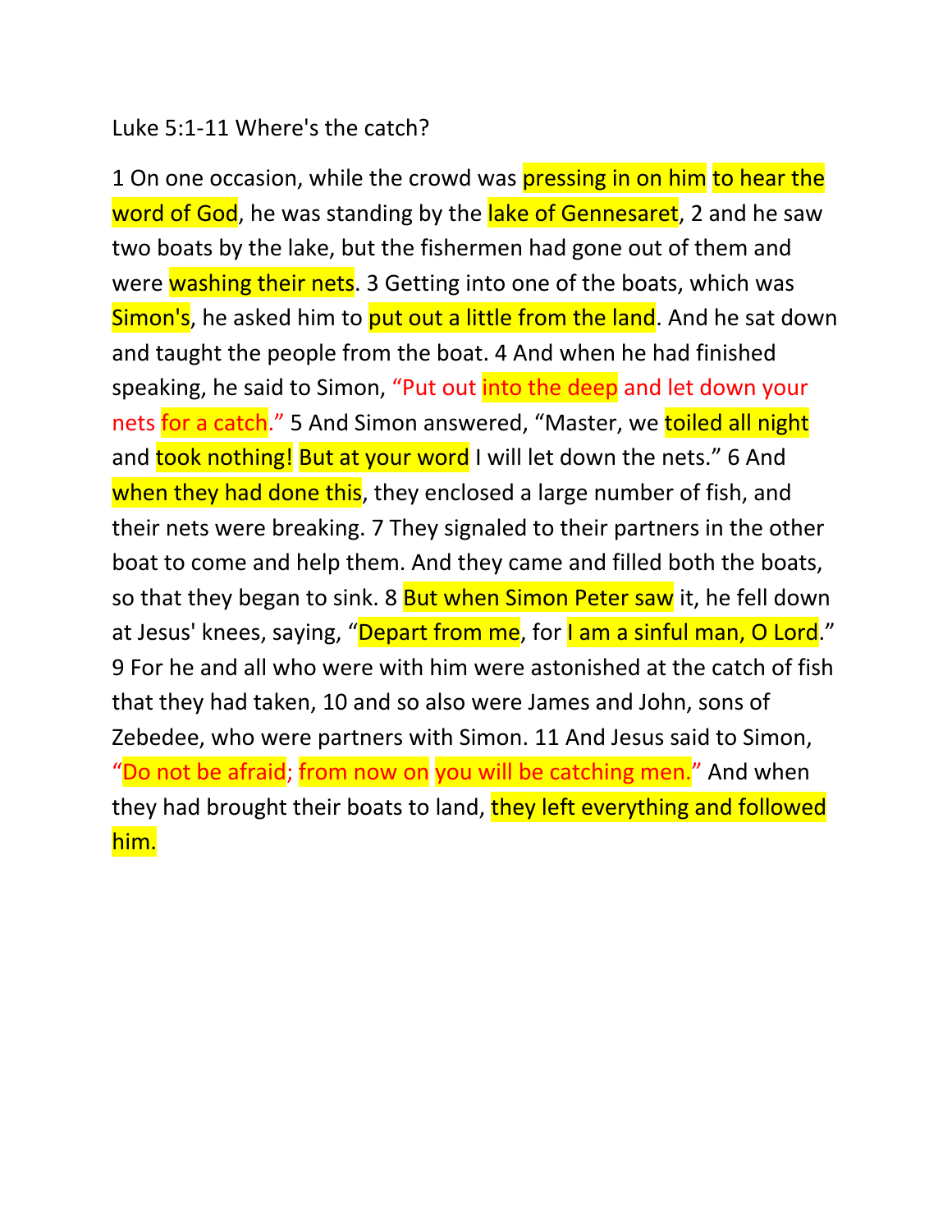Luke 5:1-11 Where's the catch?

1 On one occasion, while the crowd was pressing in on him to hear the word of God, he was standing by the lake of Gennesaret, 2 and he saw two boats by the lake, but the fishermen had gone out of them and were washing their nets. 3 Getting into one of the boats, which was Simon's, he asked him to put out a little from the land. And he sat down and taught the people from the boat. 4 And when he had finished speaking, he said to Simon, "Put out into the deep and let down your nets for a catch." 5 And Simon answered, "Master, we toiled all night and took nothing! But at your word I will let down the nets." 6 And when they had done this, they enclosed a large number of fish, and their nets were breaking. 7 They signaled to their partners in the other boat to come and help them. And they came and filled both the boats, so that they began to sink. 8 But when Simon Peter saw it, he fell down at Jesus' knees, saying, "Depart from me, for I am a sinful man, O Lord." 9 For he and all who were with him were astonished at the catch of fish that they had taken, 10 and so also were James and John, sons of Zebedee, who were partners with Simon. 11 And Jesus said to Simon, "Do not be afraid; from now on you will be catching men." And when they had brought their boats to land, they left everything and followed him.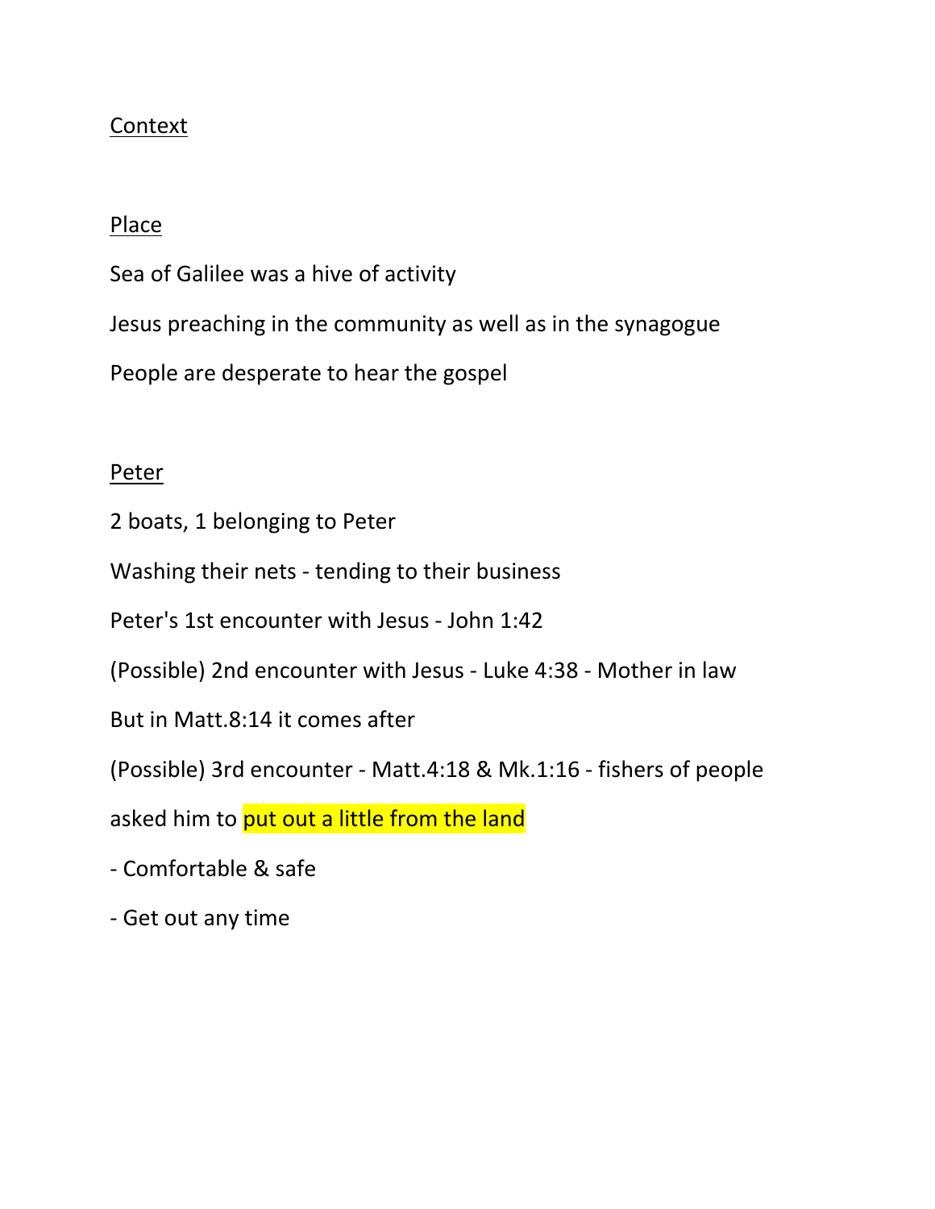<u>Context</u>

<u>Place</u>

Sea of Galilee was a hive of activity

Jesus preaching in the community as well as in the synagogue

People are desperate to hear the gospel

<u>Peter</u>

2 boats, 1 belonging to Peter

Washing their nets - tending to their business

Peter's 1st encounter with Jesus - John 1:42

(Possible) 2nd encounter with Jesus - Luke 4:38 - Mother in law

But in Matt.8:14 it comes after

(Possible) 3rd encounter - Matt.4:18 & Mk.1:16 - fishers of people

asked him to <mark>put out a little from the land</mark>

- Comfortable & safe
- Get out any time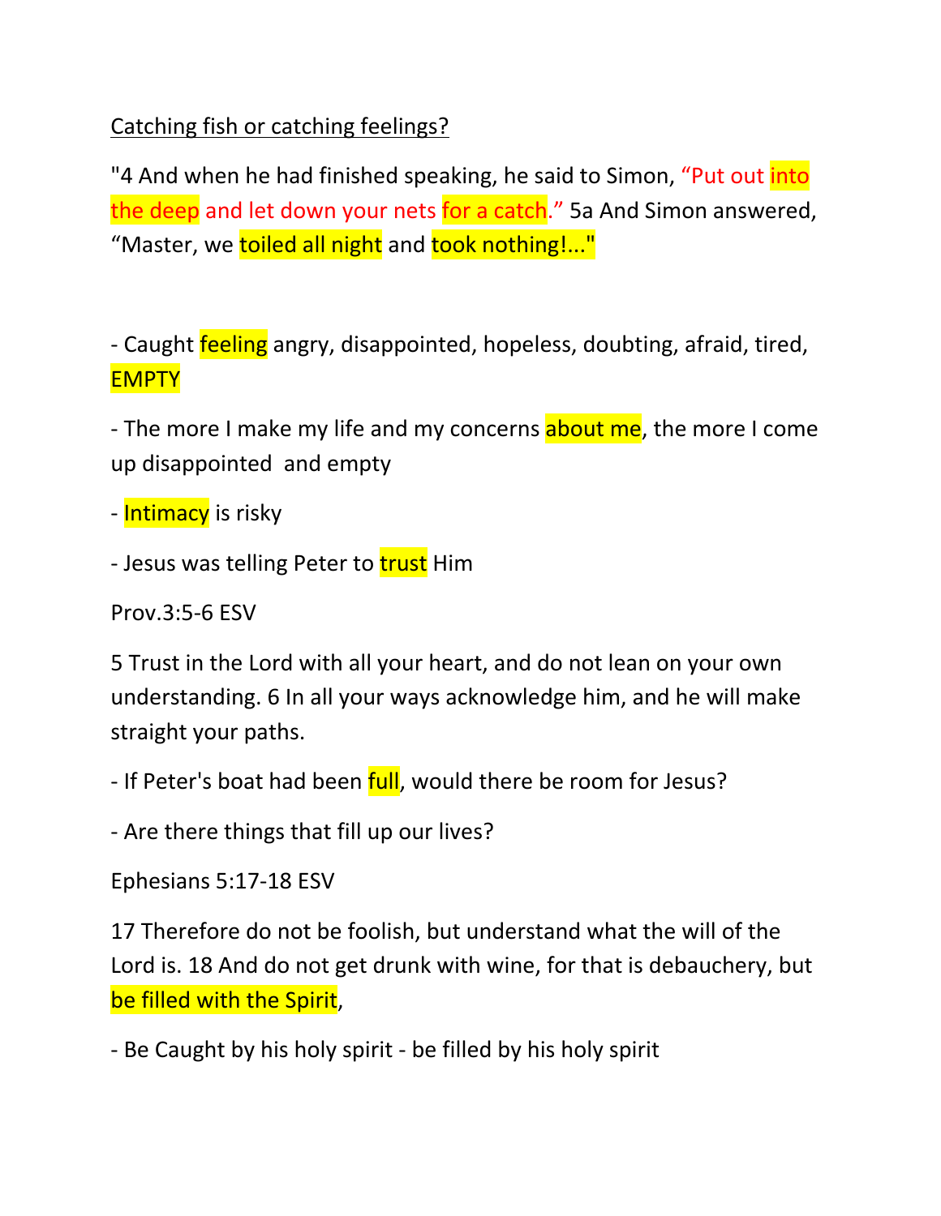Catching fish or catching feelings?

"4 And when he had finished speaking, he said to Simon, "Put out into the deep and let down your nets for a catch." 5a And Simon answered, "Master, we toiled all night and took nothing!..."

- Caught feeling angry, disappointed, hopeless, doubting, afraid, tired, EMPTY
- The more I make my life and my concerns about me, the more I come up disappointed and empty
- Intimacy is risky
- Jesus was telling Peter to trust Him

Prov.3:5-6 ESV

5 Trust in the Lord with all your heart, and do not lean on your own understanding. 6 In all your ways acknowledge him, and he will make straight your paths.

- If Peter's boat had been full, would there be room for Jesus?
- Are there things that fill up our lives?

Ephesians 5:17-18 ESV

17 Therefore do not be foolish, but understand what the will of the Lord is. 18 And do not get drunk with wine, for that is debauchery, but be filled with the Spirit,

- Be Caught by his holy spirit - be filled by his holy spirit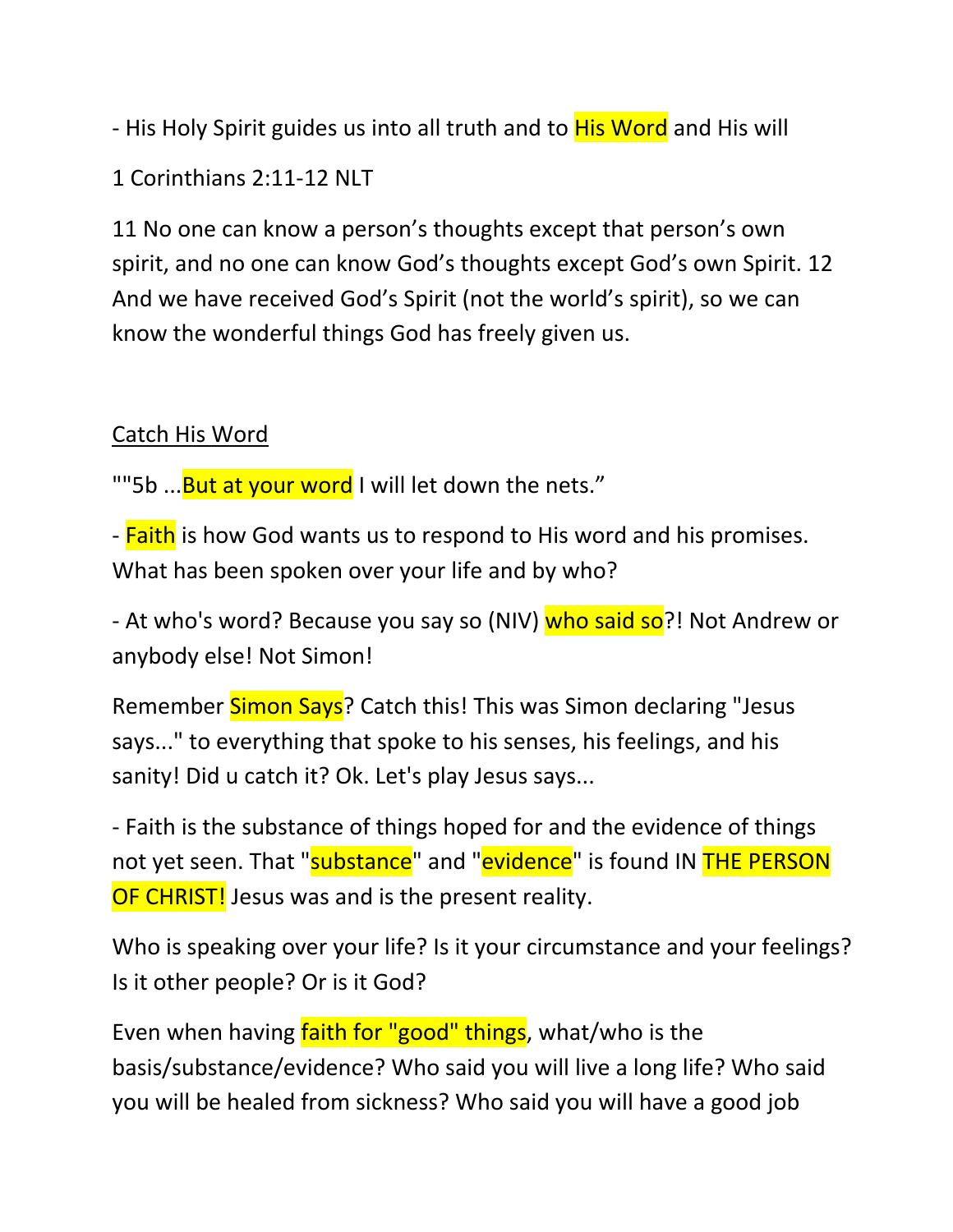- His Holy Spirit guides us into all truth and to His Word and His will

1 Corinthians 2:11-12 NLT

11 No one can know a person’s thoughts except that person’s own spirit, and no one can know God’s thoughts except God’s own Spirit. 12 And we have received God’s Spirit (not the world’s spirit), so we can know the wonderful things God has freely given us.

<u>Catch His Word</u>

""5b ...But at your word I will let down the nets.”

- Faith is how God wants us to respond to His word and his promises. What has been spoken over your life and by who?

- At who's word? Because you say so (NIV) who said so?! Not Andrew or anybody else! Not Simon!

Remember Simon Says? Catch this! This was Simon declaring "Jesus says..." to everything that spoke to his senses, his feelings, and his sanity! Did u catch it? Ok. Let's play Jesus says...

- Faith is the substance of things hoped for and the evidence of things not yet seen. That "substance" and "evidence" is found IN THE PERSON OF CHRIST! Jesus was and is the present reality.

Who is speaking over your life? Is it your circumstance and your feelings? Is it other people? Or is it God?

Even when having faith for "good" things, what/who is the basis/substance/evidence? Who said you will live a long life? Who said you will be healed from sickness? Who said you will have a good job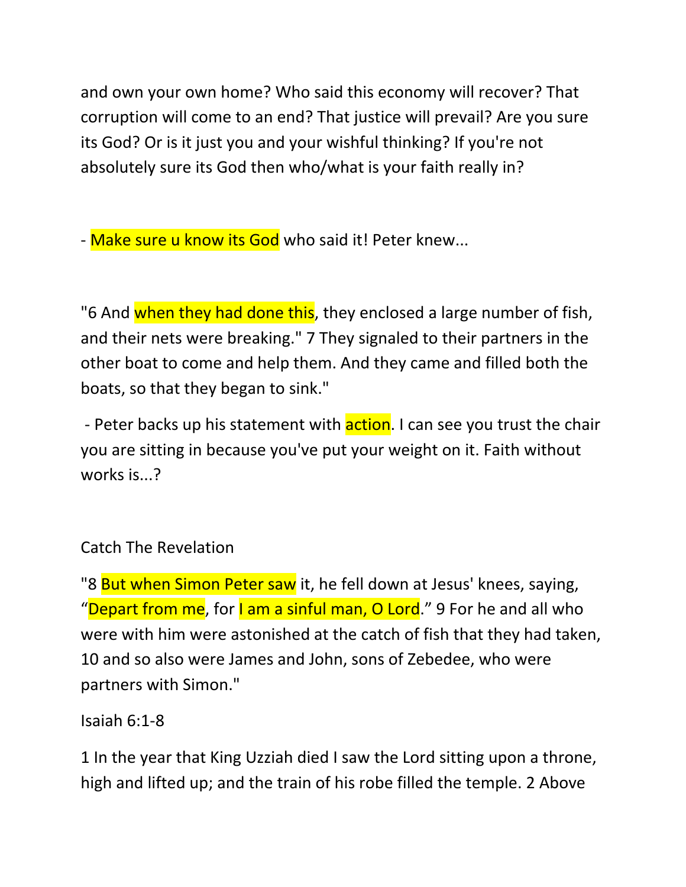and own your own home? Who said this economy will recover? That corruption will come to an end? That justice will prevail? Are you sure its God? Or is it just you and your wishful thinking? If you're not absolutely sure its God then who/what is your faith really in?

- Make sure u know its God who said it! Peter knew...

"6 And when they had done this, they enclosed a large number of fish, and their nets were breaking." 7 They signaled to their partners in the other boat to come and help them. And they came and filled both the boats, so that they began to sink."

- Peter backs up his statement with action. I can see you trust the chair you are sitting in because you've put your weight on it. Faith without works is...?

Catch The Revelation

"8 But when Simon Peter saw it, he fell down at Jesus' knees, saying, "Depart from me, for I am a sinful man, O Lord." 9 For he and all who were with him were astonished at the catch of fish that they had taken, 10 and so also were James and John, sons of Zebedee, who were partners with Simon."

Isaiah 6:1-8

1 In the year that King Uzziah died I saw the Lord sitting upon a throne, high and lifted up; and the train of his robe filled the temple. 2 Above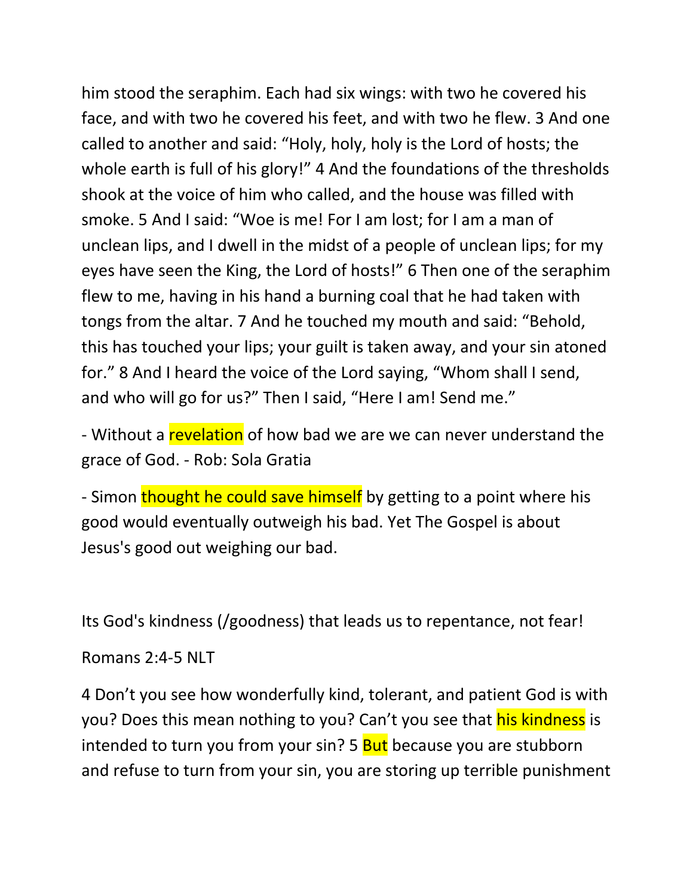him stood the seraphim. Each had six wings: with two he covered his face, and with two he covered his feet, and with two he flew. 3 And one called to another and said: "Holy, holy, holy is the Lord of hosts; the whole earth is full of his glory!" 4 And the foundations of the thresholds shook at the voice of him who called, and the house was filled with smoke. 5 And I said: "Woe is me! For I am lost; for I am a man of unclean lips, and I dwell in the midst of a people of unclean lips; for my eyes have seen the King, the Lord of hosts!" 6 Then one of the seraphim flew to me, having in his hand a burning coal that he had taken with tongs from the altar. 7 And he touched my mouth and said: "Behold, this has touched your lips; your guilt is taken away, and your sin atoned for." 8 And I heard the voice of the Lord saying, "Whom shall I send, and who will go for us?" Then I said, "Here I am! Send me."

- Without a revelation of how bad we are we can never understand the grace of God. - Rob: Sola Gratia

- Simon thought he could save himself by getting to a point where his good would eventually outweigh his bad. Yet The Gospel is about Jesus's good out weighing our bad.

Its God's kindness (/goodness) that leads us to repentance, not fear!

Romans 2:4-5 NLT

4 Don't you see how wonderfully kind, tolerant, and patient God is with you? Does this mean nothing to you? Can't you see that his kindness is intended to turn you from your sin? 5 But because you are stubborn and refuse to turn from your sin, you are storing up terrible punishment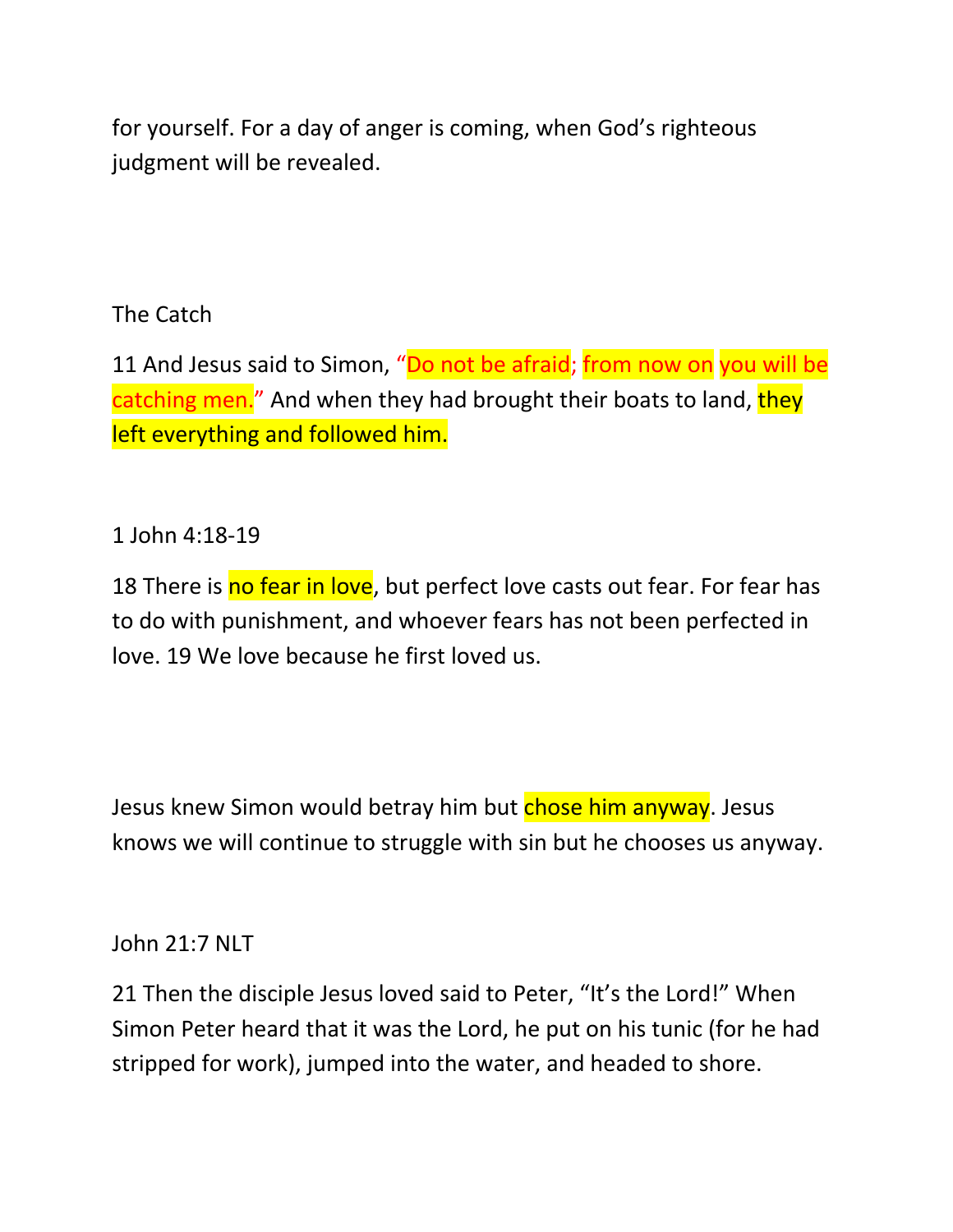for yourself. For a day of anger is coming, when God's righteous judgment will be revealed.

The Catch

11 And Jesus said to Simon, "Do not be afraid; from now on you will be catching men." And when they had brought their boats to land, they left everything and followed him.

1 John 4:18-19

18 There is no fear in love, but perfect love casts out fear. For fear has to do with punishment, and whoever fears has not been perfected in love. 19 We love because he first loved us.

Jesus knew Simon would betray him but chose him anyway. Jesus knows we will continue to struggle with sin but he chooses us anyway.

John 21:7 NLT

21 Then the disciple Jesus loved said to Peter, "It's the Lord!" When Simon Peter heard that it was the Lord, he put on his tunic (for he had stripped for work), jumped into the water, and headed to shore.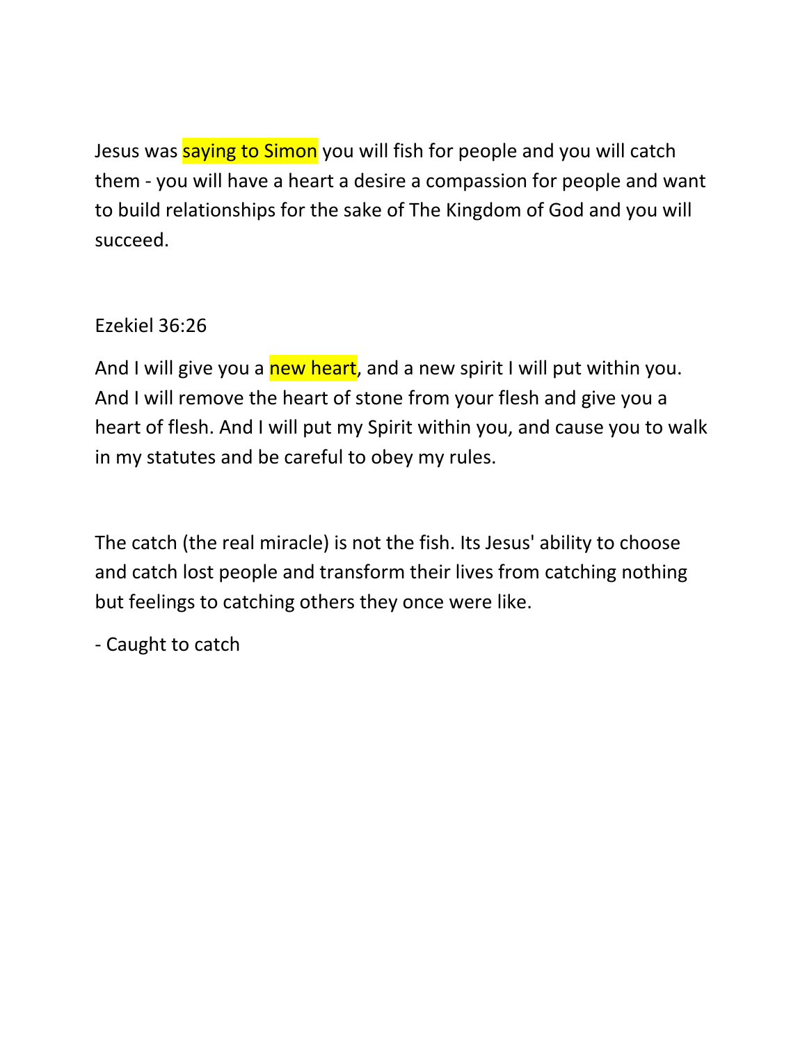Jesus was saying to Simon you will fish for people and you will catch them - you will have a heart a desire a compassion for people and want to build relationships for the sake of The Kingdom of God and you will succeed.

Ezekiel 36:26

And I will give you a new heart, and a new spirit I will put within you. And I will remove the heart of stone from your flesh and give you a heart of flesh. And I will put my Spirit within you, and cause you to walk in my statutes and be careful to obey my rules.

The catch (the real miracle) is not the fish. Its Jesus' ability to choose and catch lost people and transform their lives from catching nothing but feelings to catching others they once were like.

- Caught to catch